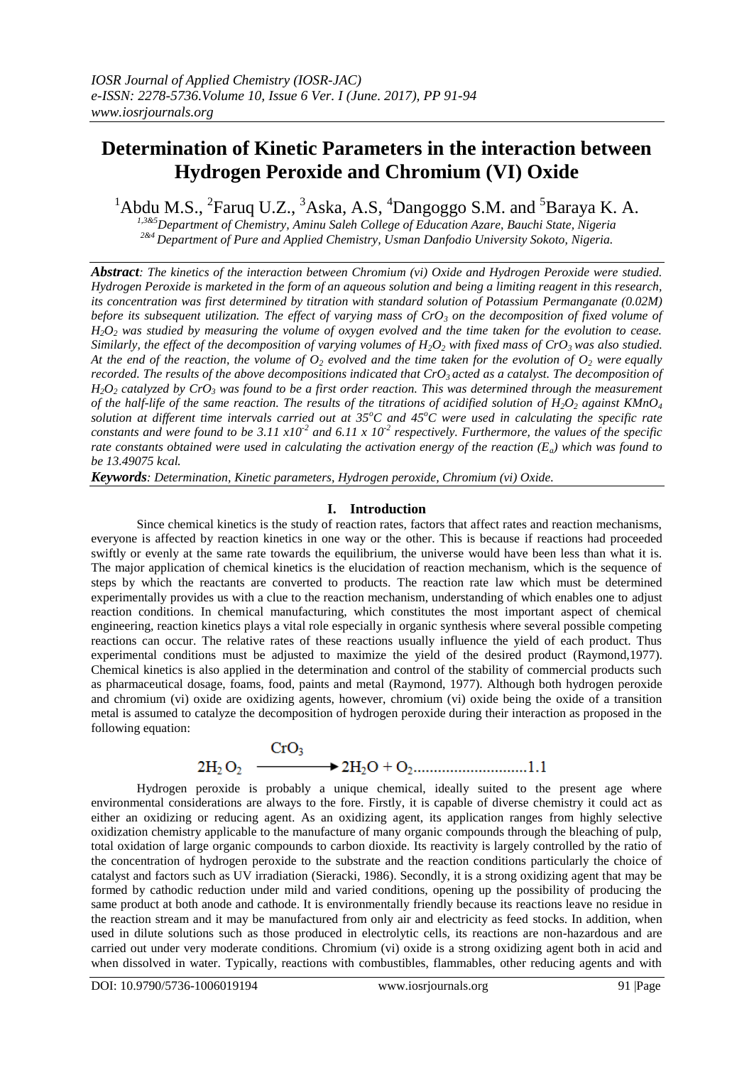# Determination of Kinetic Parameters in the interaction between Hydrogen Peroxide and Chromium (VI) Oxide

[1]Abdu M.S., [2]Faruq U.Z., [3]Aska, A.S, [4]Dangoggo S.M. and [5]Baraya K. A.

[1,3&5]*Department of Chemistry, Aminu Saleh College of Education Azare, Bauchi State, Nigeria*
[2&4]*Department of Pure and Applied Chemistry, Usman Danfodio University Sokoto, Nigeria.*

***Abstract****: The kinetics of the interaction between Chromium (vi) Oxide and Hydrogen Peroxide were studied. Hydrogen Peroxide is marketed in the form of an aqueous solution and being a limiting reagent in this research, its concentration was first determined by titration with standard solution of Potassium Permanganate (0.02M) before its subsequent utilization. The effect of varying mass of $CrO_3$ on the decomposition of fixed volume of $H_2O_2$ was studied by measuring the volume of oxygen evolved and the time taken for the evolution to cease. Similarly, the effect of the decomposition of varying volumes of $H_2O_2$ with fixed mass of $CrO_3$ was also studied. At the end of the reaction, the volume of $O_2$ evolved and the time taken for the evolution of $O_2$ were equally recorded. The results of the above decompositions indicated that $CrO_3$ acted as a catalyst. The decomposition of $H_2O_2$ catalyzed by $CrO_3$ was found to be a first order reaction. This was determined through the measurement of the half-life of the same reaction. The results of the titrations of acidified solution of $H_2O_2$ against $KMnO_4$ solution at different time intervals carried out at $35^oC$ and $45^oC$ were used in calculating the specific rate constants and were found to be $3.11 \times 10^{-2}$ and $6.11 \times 10^{-2}$ respectively. Furthermore, the values of the specific rate constants obtained were used in calculating the activation energy of the reaction ($E_a$) which was found to be 13.49075 kcal.*

***Keywords****: Determination, Kinetic parameters, Hydrogen peroxide, Chromium (vi) Oxide.*

## I. Introduction

Since chemical kinetics is the study of reaction rates, factors that affect rates and reaction mechanisms, everyone is affected by reaction kinetics in one way or the other. This is because if reactions had proceeded swiftly or evenly at the same rate towards the equilibrium, the universe would have been less than what it is. The major application of chemical kinetics is the elucidation of reaction mechanism, which is the sequence of steps by which the reactants are converted to products. The reaction rate law which must be determined experimentally provides us with a clue to the reaction mechanism, understanding of which enables one to adjust reaction conditions. In chemical manufacturing, which constitutes the most important aspect of chemical engineering, reaction kinetics plays a vital role especially in organic synthesis where several possible competing reactions can occur. The relative rates of these reactions usually influence the yield of each product. Thus experimental conditions must be adjusted to maximize the yield of the desired product (Raymond,1977). Chemical kinetics is also applied in the determination and control of the stability of commercial products such as pharmaceutical dosage, foams, food, paints and metal (Raymond, 1977). Although both hydrogen peroxide and chromium (vi) oxide are oxidizing agents, however, chromium (vi) oxide being the oxide of a transition metal is assumed to catalyze the decomposition of hydrogen peroxide during their interaction as proposed in the following equation:

$$2H_2O_2 \xrightarrow{CrO_3} 2H_2O + O_2 \qquad \text{............................1.1}$$

Hydrogen peroxide is probably a unique chemical, ideally suited to the present age where environmental considerations are always to the fore. Firstly, it is capable of diverse chemistry it could act as either an oxidizing or reducing agent. As an oxidizing agent, its application ranges from highly selective oxidization chemistry applicable to the manufacture of many organic compounds through the bleaching of pulp, total oxidation of large organic compounds to carbon dioxide. Its reactivity is largely controlled by the ratio of the concentration of hydrogen peroxide to the substrate and the reaction conditions particularly the choice of catalyst and factors such as UV irradiation (Sieracki, 1986). Secondly, it is a strong oxidizing agent that may be formed by cathodic reduction under mild and varied conditions, opening up the possibility of producing the same product at both anode and cathode. It is environmentally friendly because its reactions leave no residue in the reaction stream and it may be manufactured from only air and electricity as feed stocks. In addition, when used in dilute solutions such as those produced in electrolytic cells, its reactions are non-hazardous and are carried out under very moderate conditions. Chromium (vi) oxide is a strong oxidizing agent both in acid and when dissolved in water. Typically, reactions with combustibles, flammables, other reducing agents and with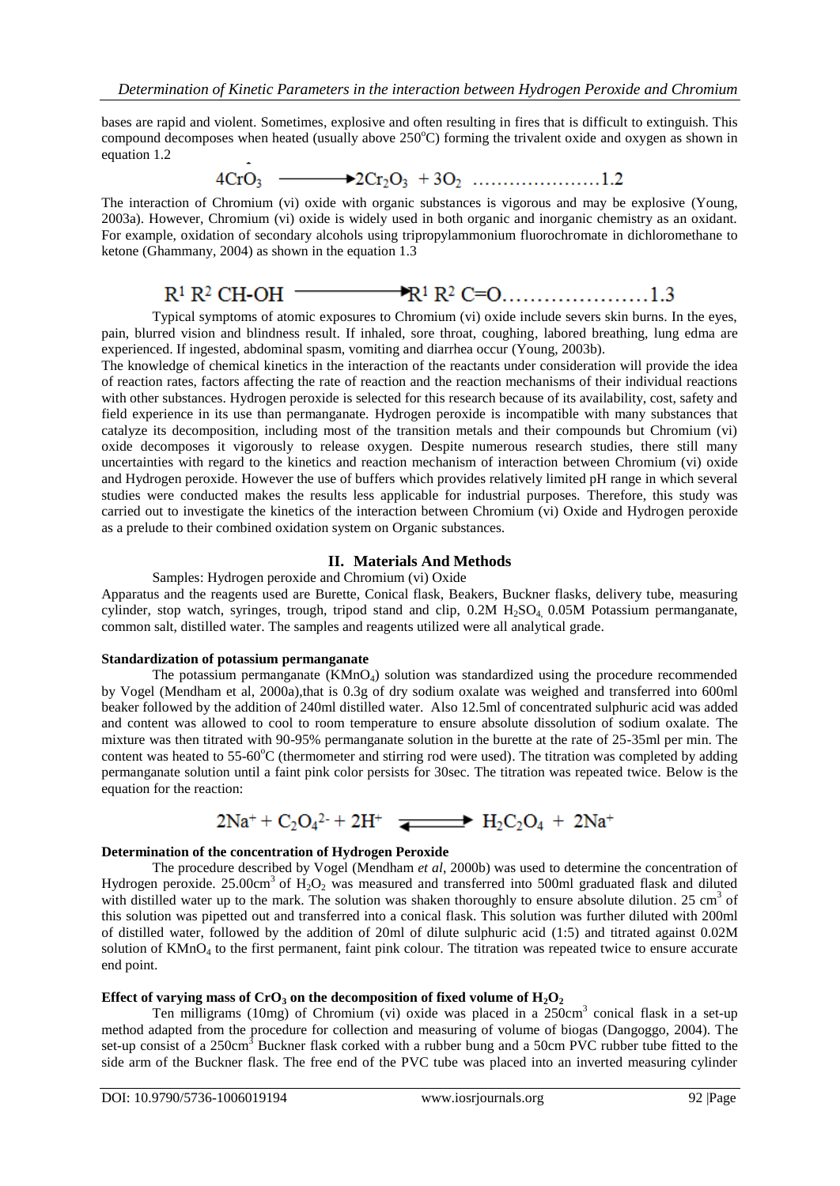bases are rapid and violent. Sometimes, explosive and often resulting in fires that is difficult to extinguish. This compound decomposes when heated (usually above 250°C) forming the trivalent oxide and oxygen as shown in equation 1.2

$$4CrO_3 \longrightarrow 2Cr_2O_3 + 3O_2 \quad \text{..................... 1.2}$$

The interaction of Chromium (vi) oxide with organic substances is vigorous and may be explosive (Young, 2003a). However, Chromium (vi) oxide is widely used in both organic and inorganic chemistry as an oxidant. For example, oxidation of secondary alcohols using tripropylammonium fluorochromate in dichloromethane to ketone (Ghammany, 2004) as shown in the equation 1.3

$$R^1 R^2 CH\text{-}OH \longrightarrow R^1 R^2 C{=}O \quad \text{..................... 1.3}$$

Typical symptoms of atomic exposures to Chromium (vi) oxide include severs skin burns. In the eyes, pain, blurred vision and blindness result. If inhaled, sore throat, coughing, labored breathing, lung edma are experienced. If ingested, abdominal spasm, vomiting and diarrhea occur (Young, 2003b).

The knowledge of chemical kinetics in the interaction of the reactants under consideration will provide the idea of reaction rates, factors affecting the rate of reaction and the reaction mechanisms of their individual reactions with other substances. Hydrogen peroxide is selected for this research because of its availability, cost, safety and field experience in its use than permanganate. Hydrogen peroxide is incompatible with many substances that catalyze its decomposition, including most of the transition metals and their compounds but Chromium (vi) oxide decomposes it vigorously to release oxygen. Despite numerous research studies, there still many uncertainties with regard to the kinetics and reaction mechanism of interaction between Chromium (vi) oxide and Hydrogen peroxide. However the use of buffers which provides relatively limited pH range in which several studies were conducted makes the results less applicable for industrial purposes. Therefore, this study was carried out to investigate the kinetics of the interaction between Chromium (vi) Oxide and Hydrogen peroxide as a prelude to their combined oxidation system on Organic substances.

## II. Materials And Methods

Samples: Hydrogen peroxide and Chromium (vi) Oxide

Apparatus and the reagents used are Burette, Conical flask, Beakers, Buckner flasks, delivery tube, measuring cylinder, stop watch, syringes, trough, tripod stand and clip, 0.2M $H_2SO_4$, 0.05M Potassium permanganate, common salt, distilled water. The samples and reagents utilized were all analytical grade.

### Standardization of potassium permanganate

The potassium permanganate ($KMnO_4$) solution was standardized using the procedure recommended by Vogel (Mendham et al, 2000a),that is 0.3g of dry sodium oxalate was weighed and transferred into 600ml beaker followed by the addition of 240ml distilled water. Also 12.5ml of concentrated sulphuric acid was added and content was allowed to cool to room temperature to ensure absolute dissolution of sodium oxalate. The mixture was then titrated with 90-95% permanganate solution in the burette at the rate of 25-35ml per min. The content was heated to 55-60°C (thermometer and stirring rod were used). The titration was completed by adding permanganate solution until a faint pink color persists for 30sec. The titration was repeated twice. Below is the equation for the reaction:

$$2Na^+ + C_2O_4^{2-} + 2H^+ \rightleftharpoons H_2C_2O_4 + 2Na^+$$

### Determination of the concentration of Hydrogen Peroxide

The procedure described by Vogel (Mendham *et al*, 2000b) was used to determine the concentration of Hydrogen peroxide. 25.00cm$^3$ of $H_2O_2$ was measured and transferred into 500ml graduated flask and diluted with distilled water up to the mark. The solution was shaken thoroughly to ensure absolute dilution. 25 cm$^3$ of this solution was pipetted out and transferred into a conical flask. This solution was further diluted with 200ml of distilled water, followed by the addition of 20ml of dilute sulphuric acid (1:5) and titrated against 0.02M solution of $KMnO_4$ to the first permanent, faint pink colour. The titration was repeated twice to ensure accurate end point.

### Effect of varying mass of $CrO_3$ on the decomposition of fixed volume of $H_2O_2$

Ten milligrams (10mg) of Chromium (vi) oxide was placed in a 250cm$^3$ conical flask in a set-up method adapted from the procedure for collection and measuring of volume of biogas (Dangoggo, 2004). The set-up consist of a 250cm$^3$ Buckner flask corked with a rubber bung and a 50cm PVC rubber tube fitted to the side arm of the Buckner flask. The free end of the PVC tube was placed into an inverted measuring cylinder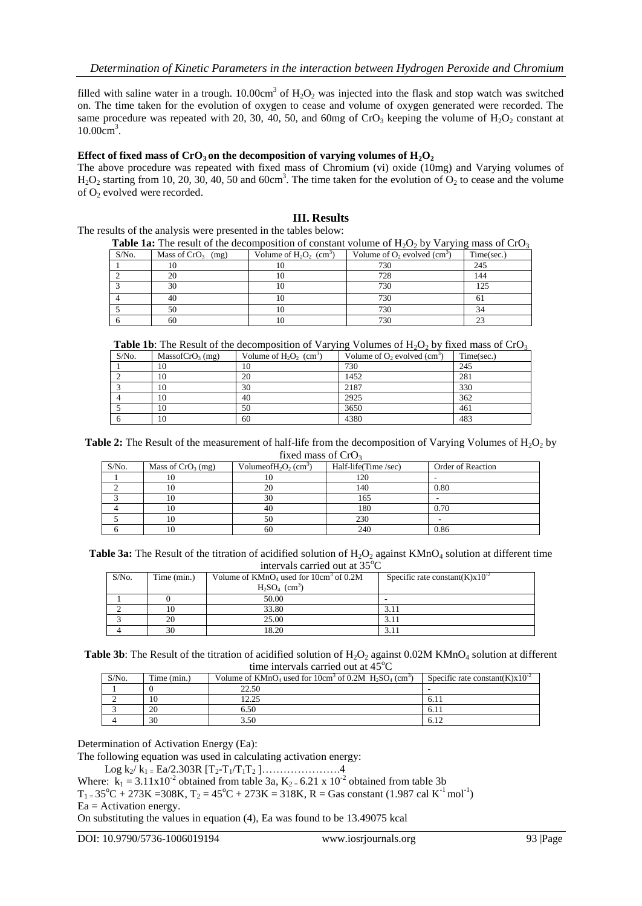filled with saline water in a trough. $10.00cm^3$ of $H_2O_2$ was injected into the flask and stop watch was switched on. The time taken for the evolution of oxygen to cease and volume of oxygen generated were recorded. The same procedure was repeated with 20, 30, 40, 50, and 60mg of $CrO_3$ keeping the volume of $H_2O_2$ constant at $10.00cm^3$.

**Effect of fixed mass of $CrO_3$ on the decomposition of varying volumes of $H_2O_2$**

The above procedure was repeated with fixed mass of Chromium (vi) oxide (10mg) and Varying volumes of $H_2O_2$ starting from 10, 20, 30, 40, 50 and $60cm^3$. The time taken for the evolution of $O_2$ to cease and the volume of $O_2$ evolved were recorded.

## III. Results

The results of the analysis were presented in the tables below:

**Table 1a:** The result of the decomposition of constant volume of $H_2O_2$ by Varying mass of $CrO_3$

| S/No. | Mass of $CrO_3$ (mg) | Volume of $H_2O_2$ ($cm^3$) | Volume of $O_2$ evolved ($cm^3$) | Time(sec.) |
|---|---|---|---|---|
| 1 | 10 | 10 | 730 | 245 |
| 2 | 20 | 10 | 728 | 144 |
| 3 | 30 | 10 | 730 | 125 |
| 4 | 40 | 10 | 730 | 61 |
| 5 | 50 | 10 | 730 | 34 |
| 6 | 60 | 10 | 730 | 23 |

**Table 1b**: The Result of the decomposition of Varying Volumes of $H_2O_2$ by fixed mass of $CrO_3$

| S/No. | MassofCrO$_3$ (mg) | Volume of $H_2O_2$ ($cm^3$) | Volume of $O_2$ evolved ($cm^3$) | Time(sec.) |
|---|---|---|---|---|
| 1 | 10 | 10 | 730 | 245 |
| 2 | 10 | 20 | 1452 | 281 |
| 3 | 10 | 30 | 2187 | 330 |
| 4 | 10 | 40 | 2925 | 362 |
| 5 | 10 | 50 | 3650 | 461 |
| 6 | 10 | 60 | 4380 | 483 |

**Table 2:** The Result of the measurement of half-life from the decomposition of Varying Volumes of $H_2O_2$ by fixed mass of $CrO_3$

| S/No. | Mass of $CrO_3$ (mg) | VolumeofH$_2$O$_2$ ($cm^3$) | Half-life(Time /sec) | Order of Reaction |
|---|---|---|---|---|
| 1 | 10 | 10 | 120 | - |
| 2 | 10 | 20 | 140 | 0.80 |
| 3 | 10 | 30 | 165 | - |
| 4 | 10 | 40 | 180 | 0.70 |
| 5 | 10 | 50 | 230 | - |
| 6 | 10 | 60 | 240 | 0.86 |

**Table 3a:** The Result of the titration of acidified solution of $H_2O_2$ against $KMnO_4$ solution at different time intervals carried out at $35^oC$

| S/No. | Time (min.) | Volume of $KMnO_4$ used for $10cm^3$ of 0.2M $H_2SO_4$ ($cm^3$) | Specific rate constant(K)$x10^{-2}$ |
|---|---|---|---|
| 1 | 0 | 50.00 | - |
| 2 | 10 | 33.80 | 3.11 |
| 3 | 20 | 25.00 | 3.11 |
| 4 | 30 | 18.20 | 3.11 |

**Table 3b**: The Result of the titration of acidified solution of $H_2O_2$ against 0.02M $KMnO_4$ solution at different time intervals carried out at $45^oC$

| S/No. | Time (min.) | Volume of $KMnO_4$ used for $10cm^3$ of 0.2M $H_2SO_4$ ($cm^3$) | Specific rate constant(K)$x10^{-2}$ |
|---|---|---|---|
| 1 | 0 | 22.50 | - |
| 2 | 10 | 12.25 | 6.11 |
| 3 | 20 | 6.50 | 6.11 |
| 4 | 30 | 3.50 | 6.12 |

Determination of Activation Energy (Ea):

The following equation was used in calculating activation energy:

$$\text{Log } k_2/ k_1 = Ea/2.303R\ [T_2\text{-}T_1/T_1T_2\ ] \ldots\ldots\ldots\ldots\ldots\ldots 4$$

Where: $k_1 = 3.11x10^{-2}$ obtained from table 3a, $K_2 = 6.21 \times 10^{-2}$ obtained from table 3b

$T_1 = 35^oC + 273K = 308K$, $T_2 = 45^oC + 273K = 318K$, R = Gas constant (1.987 cal $K^{-1}$ $mol^{-1}$)

Ea = Activation energy.

On substituting the values in equation (4), Ea was found to be 13.49075 kcal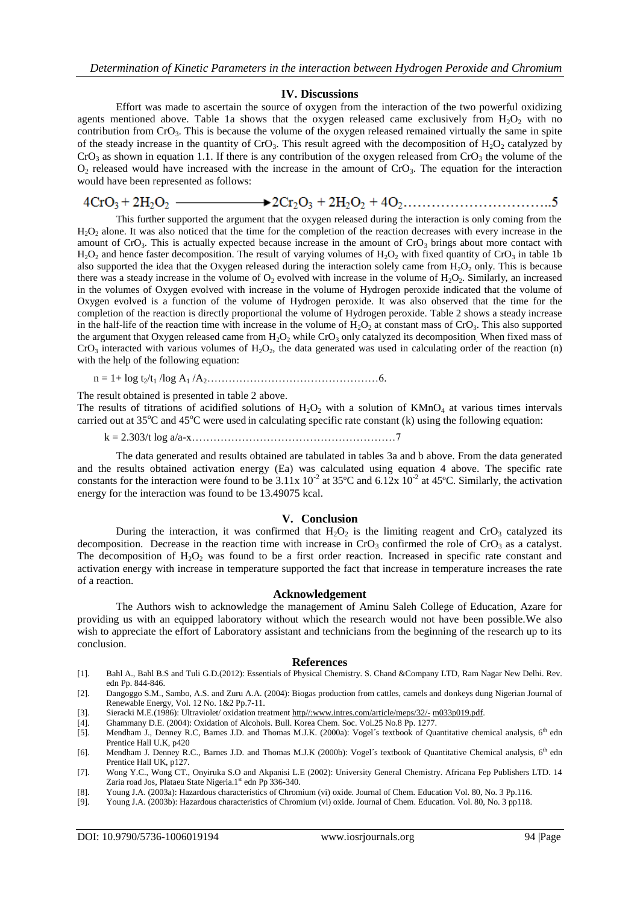## IV. Discussions

Effort was made to ascertain the source of oxygen from the interaction of the two powerful oxidizing agents mentioned above. Table 1a shows that the oxygen released came exclusively from $H_2O_2$ with no contribution from $CrO_3$. This is because the volume of the oxygen released remained virtually the same in spite of the steady increase in the quantity of $CrO_3$. This result agreed with the decomposition of $H_2O_2$ catalyzed by $CrO_3$ as shown in equation 1.1. If there is any contribution of the oxygen released from $CrO_3$ the volume of the $O_2$ released would have increased with the increase in the amount of $CrO_3$. The equation for the interaction would have been represented as follows:

$$4CrO_3 + 2H_2O_2 \longrightarrow 2Cr_2O_3 + 2H_2O_2 + 4O_2 \quad \ldots\ldots 5$$

This further supported the argument that the oxygen released during the interaction is only coming from the $H_2O_2$ alone. It was also noticed that the time for the completion of the reaction decreases with every increase in the amount of $CrO_3$. This is actually expected because increase in the amount of $CrO_3$ brings about more contact with $H_2O_2$ and hence faster decomposition. The result of varying volumes of $H_2O_2$ with fixed quantity of $CrO_3$ in table 1b also supported the idea that the Oxygen released during the interaction solely came from $H_2O_2$ only. This is because there was a steady increase in the volume of $O_2$ evolved with increase in the volume of $H_2O_2$. Similarly, an increased in the volumes of Oxygen evolved with increase in the volume of Hydrogen peroxide indicated that the volume of Oxygen evolved is a function of the volume of Hydrogen peroxide. It was also observed that the time for the completion of the reaction is directly proportional the volume of Hydrogen peroxide. Table 2 shows a steady increase in the half-life of the reaction time with increase in the volume of $H_2O_2$ at constant mass of $CrO_3$. This also supported the argument that Oxygen released came from $H_2O_2$ while $CrO_3$ only catalyzed its decomposition. When fixed mass of $CrO_3$ interacted with various volumes of $H_2O_2$, the data generated was used in calculating order of the reaction (n) with the help of the following equation:

$$n = 1 + \log t_2/t_1 / \log A_1/A_2 \quad \ldots\ldots 6.$$

The result obtained is presented in table 2 above.

The results of titrations of acidified solutions of $H_2O_2$ with a solution of $KMnO_4$ at various times intervals carried out at 35°C and 45°C were used in calculating specific rate constant (k) using the following equation:

$$k = 2.303/t \log a/a\text{-}x \quad \ldots\ldots 7$$

The data generated and results obtained are tabulated in tables 3a and b above. From the data generated and the results obtained activation energy (Ea) was calculated using equation 4 above. The specific rate constants for the interaction were found to be $3.11 \times 10^{-2}$ at 35ºC and $6.12 \times 10^{-2}$ at 45ºC. Similarly, the activation energy for the interaction was found to be 13.49075 kcal.

## V. Conclusion

During the interaction, it was confirmed that $H_2O_2$ is the limiting reagent and $CrO_3$ catalyzed its decomposition. Decrease in the reaction time with increase in $CrO_3$ confirmed the role of $CrO_3$ as a catalyst. The decomposition of $H_2O_2$ was found to be a first order reaction. Increased in specific rate constant and activation energy with increase in temperature supported the fact that increase in temperature increases the rate of a reaction.

## Acknowledgement

The Authors wish to acknowledge the management of Aminu Saleh College of Education, Azare for providing us with an equipped laboratory without which the research would not have been possible.We also wish to appreciate the effort of Laboratory assistant and technicians from the beginning of the research up to its conclusion.

## References

[1]. Bahl A., Bahl B.S and Tuli G.D.(2012): Essentials of Physical Chemistry. S. Chand &Company LTD, Ram Nagar New Delhi. Rev. edn Pp. 844-846.

[2]. Dangoggo S.M., Sambo, A.S. and Zuru A.A. (2004): Biogas production from cattles, camels and donkeys dung Nigerian Journal of Renewable Energy, Vol. 12 No. 1&2 Pp.7-11.

[3]. Sieracki M.E.(1986): Ultraviolet/ oxidation treatment http//:www.intres.com/article/meps/32/- m033p019.pdf.

[4]. Ghammany D.E. (2004): Oxidation of Alcohols. Bull. Korea Chem. Soc. Vol.25 No.8 Pp. 1277.

[5]. Mendham J., Denney R.C, Barnes J.D. and Thomas M.J.K. (2000a): Vogel´s textbook of Quantitative chemical analysis, 6th edn Prentice Hall U.K, p420

[6]. Mendham J. Denney R.C., Barnes J.D. and Thomas M.J.K (2000b): Vogel´s textbook of Quantitative Chemical analysis, 6th edn Prentice Hall UK, p127.

[7]. Wong Y.C., Wong CT., Onyiruka S.O and Akpanisi L.E (2002): University General Chemistry. Africana Fep Publishers LTD. 14 Zaria road Jos, Plataeu State Nigeria.1st edn Pp 336-340.

[8]. Young J.A. (2003a): Hazardous characteristics of Chromium (vi) oxide. Journal of Chem. Education Vol. 80, No. 3 Pp.116.

[9]. Young J.A. (2003b): Hazardous characteristics of Chromium (vi) oxide. Journal of Chem. Education. Vol. 80, No. 3 pp118.